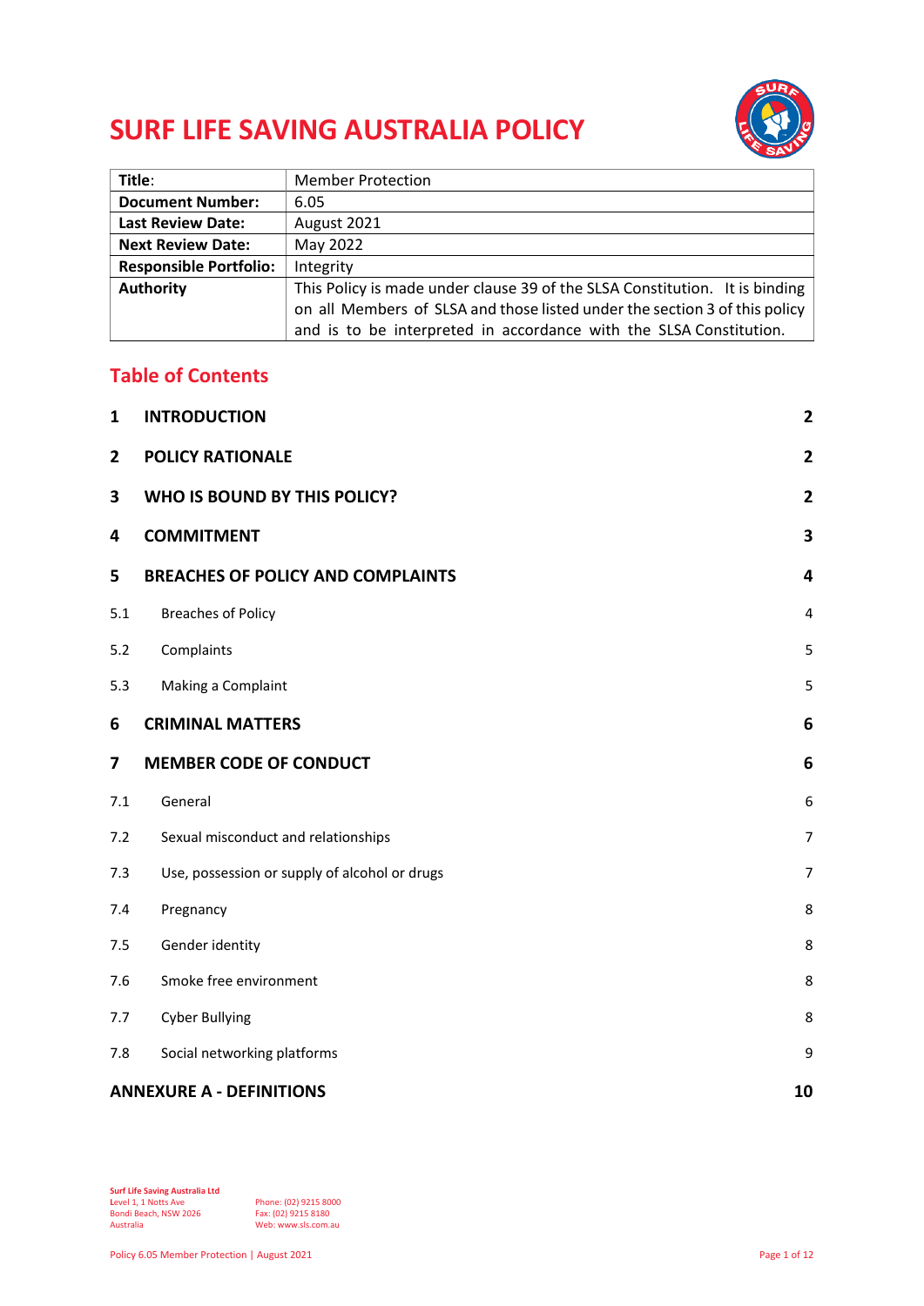# SURF LIFE SAVING AUSTRALIA POLICY

| Title: | Member Protection |
|---|---|
| **Document Number:** | 6.05 |
| **Last Review Date:** | August 2021 |
| **Next Review Date:** | May 2022 |
| **Responsible Portfolio:** | Integrity |
| **Authority** | This Policy is made under clause 39 of the SLSA Constitution. It is binding on all Members of SLSA and those listed under the section 3 of this policy and is to be interpreted in accordance with the SLSA Constitution. |

## Table of Contents

- **1 INTRODUCTION** — 2
- **2 POLICY RATIONALE** — 2
- **3 WHO IS BOUND BY THIS POLICY?** — 2
- **4 COMMITMENT** — 3
- **5 BREACHES OF POLICY AND COMPLAINTS** — 4
  - 5.1 Breaches of Policy — 4
  - 5.2 Complaints — 5
  - 5.3 Making a Complaint — 5
- **6 CRIMINAL MATTERS** — 6
- **7 MEMBER CODE OF CONDUCT** — 6
  - 7.1 General — 6
  - 7.2 Sexual misconduct and relationships — 7
  - 7.3 Use, possession or supply of alcohol or drugs — 7
  - 7.4 Pregnancy — 8
  - 7.5 Gender identity — 8
  - 7.6 Smoke free environment — 8
  - 7.7 Cyber Bullying — 8
  - 7.8 Social networking platforms — 9
- **ANNEXURE A - DEFINITIONS** — 10

**Surf Life Saving Australia Ltd**
Level 1, 1 Notts Ave
Bondi Beach, NSW 2026
Australia

Phone: (02) 9215 8000
Fax: (02) 9215 8180
Web: www.sls.com.au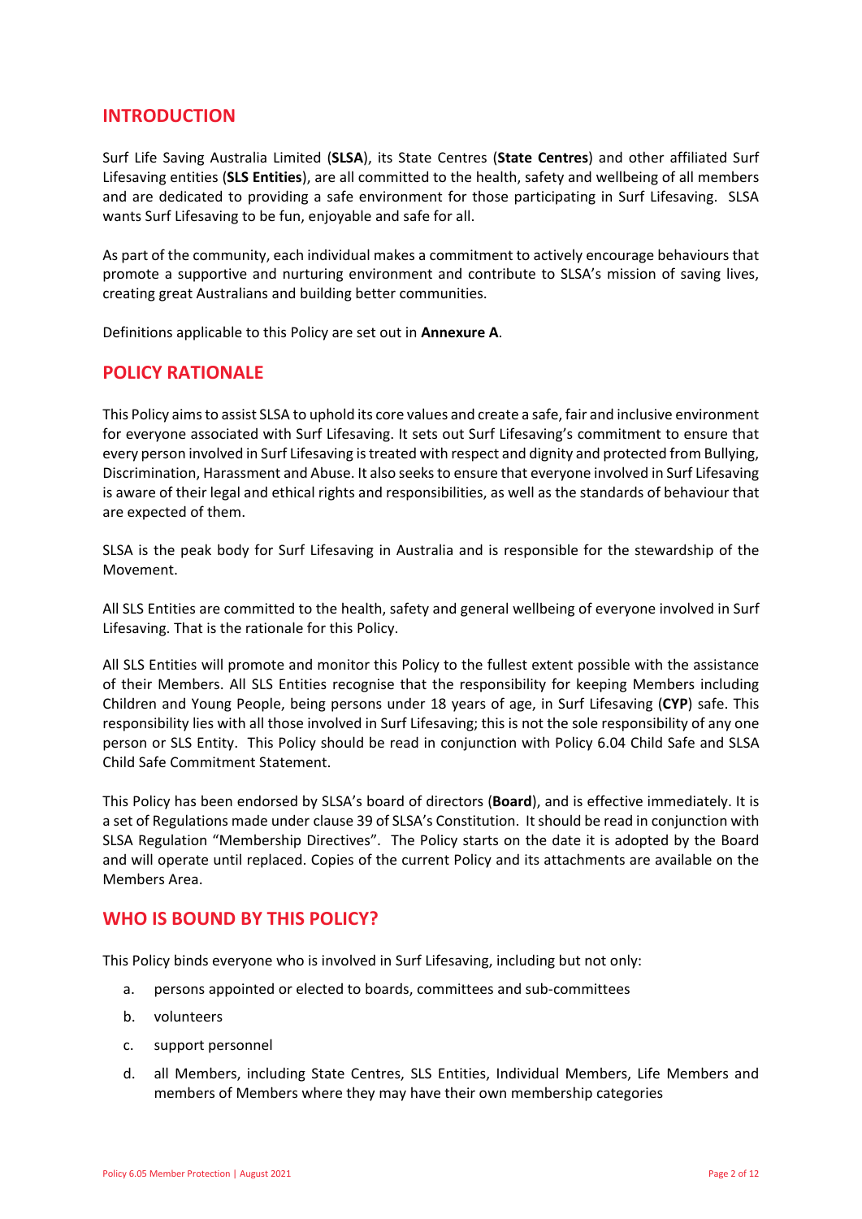## INTRODUCTION

Surf Life Saving Australia Limited (**SLSA**), its State Centres (**State Centres**) and other affiliated Surf Lifesaving entities (**SLS Entities**), are all committed to the health, safety and wellbeing of all members and are dedicated to providing a safe environment for those participating in Surf Lifesaving. SLSA wants Surf Lifesaving to be fun, enjoyable and safe for all.

As part of the community, each individual makes a commitment to actively encourage behaviours that promote a supportive and nurturing environment and contribute to SLSA's mission of saving lives, creating great Australians and building better communities.

Definitions applicable to this Policy are set out in **Annexure A**.

## POLICY RATIONALE

This Policy aims to assist SLSA to uphold its core values and create a safe, fair and inclusive environment for everyone associated with Surf Lifesaving. It sets out Surf Lifesaving's commitment to ensure that every person involved in Surf Lifesaving is treated with respect and dignity and protected from Bullying, Discrimination, Harassment and Abuse. It also seeks to ensure that everyone involved in Surf Lifesaving is aware of their legal and ethical rights and responsibilities, as well as the standards of behaviour that are expected of them.

SLSA is the peak body for Surf Lifesaving in Australia and is responsible for the stewardship of the Movement.

All SLS Entities are committed to the health, safety and general wellbeing of everyone involved in Surf Lifesaving. That is the rationale for this Policy.

All SLS Entities will promote and monitor this Policy to the fullest extent possible with the assistance of their Members. All SLS Entities recognise that the responsibility for keeping Members including Children and Young People, being persons under 18 years of age, in Surf Lifesaving (**CYP**) safe. This responsibility lies with all those involved in Surf Lifesaving; this is not the sole responsibility of any one person or SLS Entity. This Policy should be read in conjunction with Policy 6.04 Child Safe and SLSA Child Safe Commitment Statement.

This Policy has been endorsed by SLSA's board of directors (**Board**), and is effective immediately. It is a set of Regulations made under clause 39 of SLSA's Constitution. It should be read in conjunction with SLSA Regulation "Membership Directives". The Policy starts on the date it is adopted by the Board and will operate until replaced. Copies of the current Policy and its attachments are available on the Members Area.

## WHO IS BOUND BY THIS POLICY?

This Policy binds everyone who is involved in Surf Lifesaving, including but not only:

a. persons appointed or elected to boards, committees and sub-committees

b. volunteers

c. support personnel

d. all Members, including State Centres, SLS Entities, Individual Members, Life Members and members of Members where they may have their own membership categories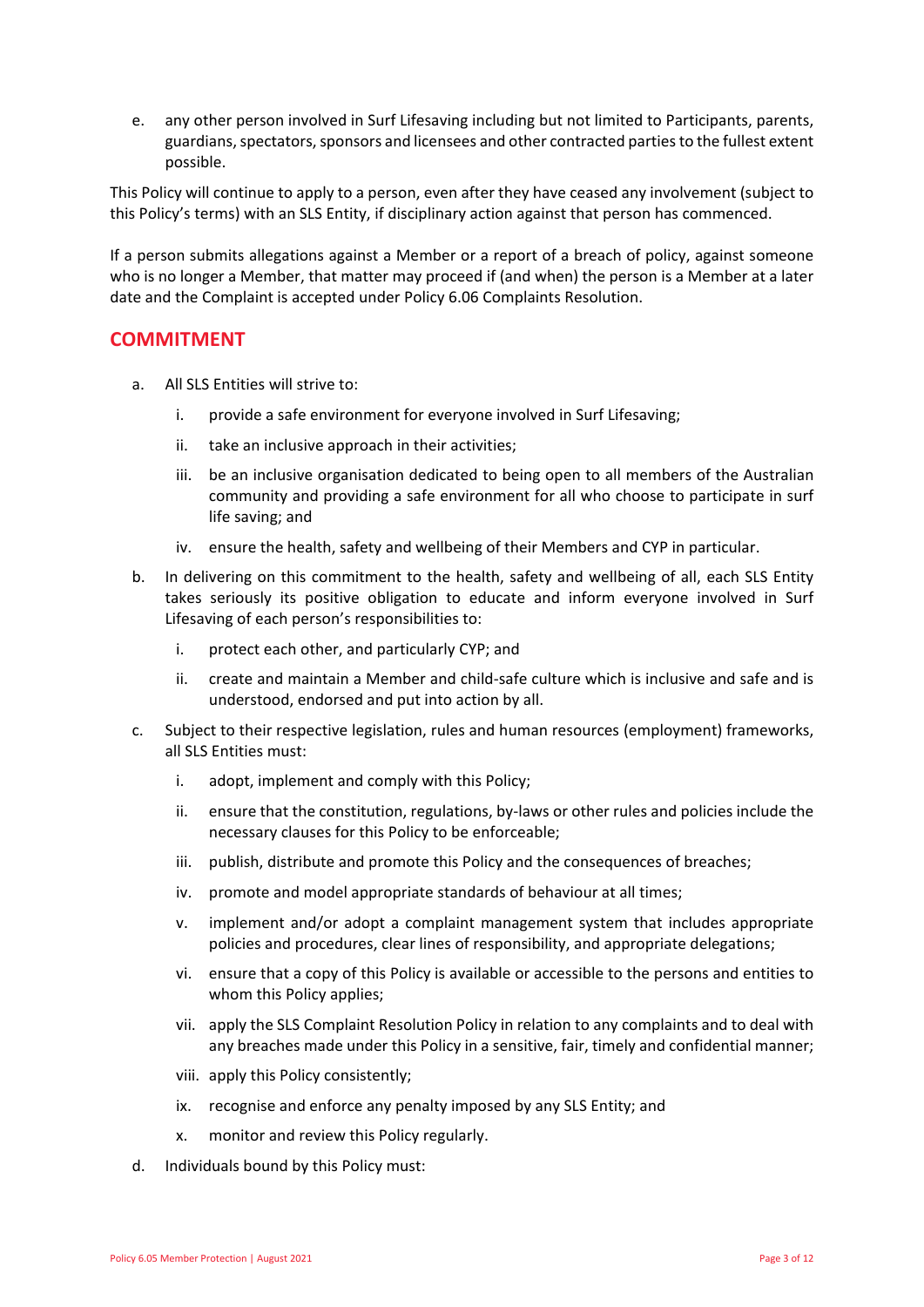e. any other person involved in Surf Lifesaving including but not limited to Participants, parents, guardians, spectators, sponsors and licensees and other contracted parties to the fullest extent possible.

This Policy will continue to apply to a person, even after they have ceased any involvement (subject to this Policy's terms) with an SLS Entity, if disciplinary action against that person has commenced.

If a person submits allegations against a Member or a report of a breach of policy, against someone who is no longer a Member, that matter may proceed if (and when) the person is a Member at a later date and the Complaint is accepted under Policy 6.06 Complaints Resolution.

## COMMITMENT

a. All SLS Entities will strive to:

   i. provide a safe environment for everyone involved in Surf Lifesaving;

   ii. take an inclusive approach in their activities;

   iii. be an inclusive organisation dedicated to being open to all members of the Australian community and providing a safe environment for all who choose to participate in surf life saving; and

   iv. ensure the health, safety and wellbeing of their Members and CYP in particular.

b. In delivering on this commitment to the health, safety and wellbeing of all, each SLS Entity takes seriously its positive obligation to educate and inform everyone involved in Surf Lifesaving of each person's responsibilities to:

   i. protect each other, and particularly CYP; and

   ii. create and maintain a Member and child-safe culture which is inclusive and safe and is understood, endorsed and put into action by all.

c. Subject to their respective legislation, rules and human resources (employment) frameworks, all SLS Entities must:

   i. adopt, implement and comply with this Policy;

   ii. ensure that the constitution, regulations, by-laws or other rules and policies include the necessary clauses for this Policy to be enforceable;

   iii. publish, distribute and promote this Policy and the consequences of breaches;

   iv. promote and model appropriate standards of behaviour at all times;

   v. implement and/or adopt a complaint management system that includes appropriate policies and procedures, clear lines of responsibility, and appropriate delegations;

   vi. ensure that a copy of this Policy is available or accessible to the persons and entities to whom this Policy applies;

   vii. apply the SLS Complaint Resolution Policy in relation to any complaints and to deal with any breaches made under this Policy in a sensitive, fair, timely and confidential manner;

   viii. apply this Policy consistently;

   ix. recognise and enforce any penalty imposed by any SLS Entity; and

   x. monitor and review this Policy regularly.

d. Individuals bound by this Policy must: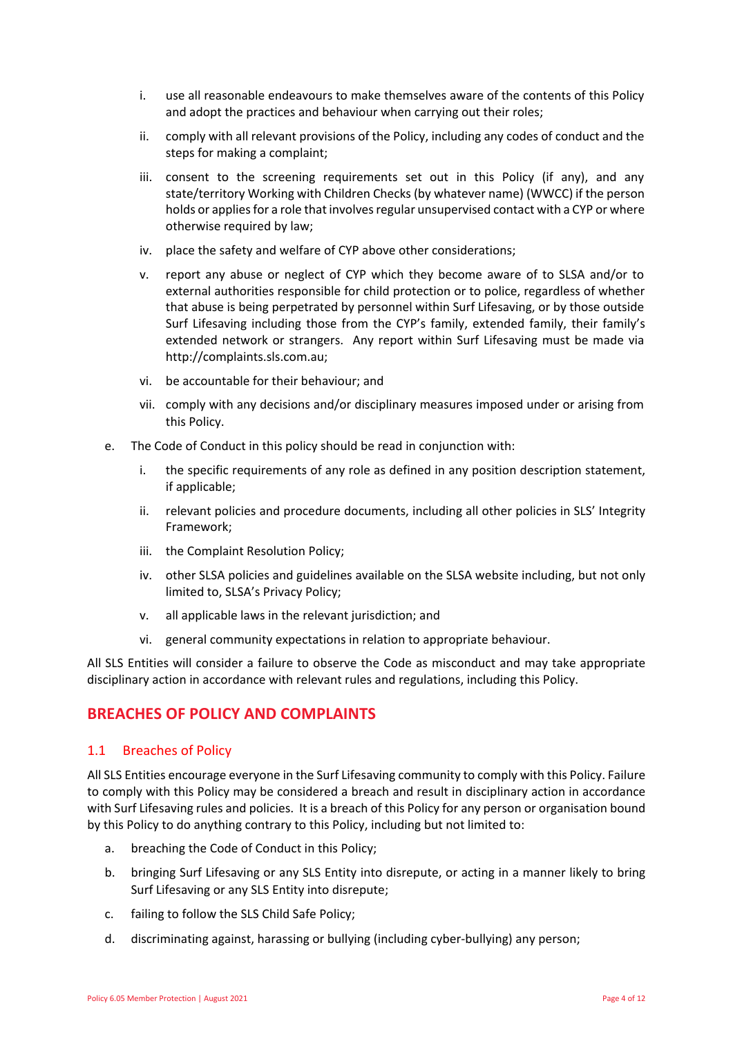i. use all reasonable endeavours to make themselves aware of the contents of this Policy and adopt the practices and behaviour when carrying out their roles;

ii. comply with all relevant provisions of the Policy, including any codes of conduct and the steps for making a complaint;

iii. consent to the screening requirements set out in this Policy (if any), and any state/territory Working with Children Checks (by whatever name) (WWCC) if the person holds or applies for a role that involves regular unsupervised contact with a CYP or where otherwise required by law;

iv. place the safety and welfare of CYP above other considerations;

v. report any abuse or neglect of CYP which they become aware of to SLSA and/or to external authorities responsible for child protection or to police, regardless of whether that abuse is being perpetrated by personnel within Surf Lifesaving, or by those outside Surf Lifesaving including those from the CYP's family, extended family, their family's extended network or strangers. Any report within Surf Lifesaving must be made via http://complaints.sls.com.au;

vi. be accountable for their behaviour; and

vii. comply with any decisions and/or disciplinary measures imposed under or arising from this Policy.

e. The Code of Conduct in this policy should be read in conjunction with:

   i. the specific requirements of any role as defined in any position description statement, if applicable;

   ii. relevant policies and procedure documents, including all other policies in SLS' Integrity Framework;

   iii. the Complaint Resolution Policy;

   iv. other SLSA policies and guidelines available on the SLSA website including, but not only limited to, SLSA's Privacy Policy;

   v. all applicable laws in the relevant jurisdiction; and

   vi. general community expectations in relation to appropriate behaviour.

All SLS Entities will consider a failure to observe the Code as misconduct and may take appropriate disciplinary action in accordance with relevant rules and regulations, including this Policy.

## BREACHES OF POLICY AND COMPLAINTS

### 1.1 Breaches of Policy

All SLS Entities encourage everyone in the Surf Lifesaving community to comply with this Policy. Failure to comply with this Policy may be considered a breach and result in disciplinary action in accordance with Surf Lifesaving rules and policies. It is a breach of this Policy for any person or organisation bound by this Policy to do anything contrary to this Policy, including but not limited to:

a. breaching the Code of Conduct in this Policy;

b. bringing Surf Lifesaving or any SLS Entity into disrepute, or acting in a manner likely to bring Surf Lifesaving or any SLS Entity into disrepute;

c. failing to follow the SLS Child Safe Policy;

d. discriminating against, harassing or bullying (including cyber-bullying) any person;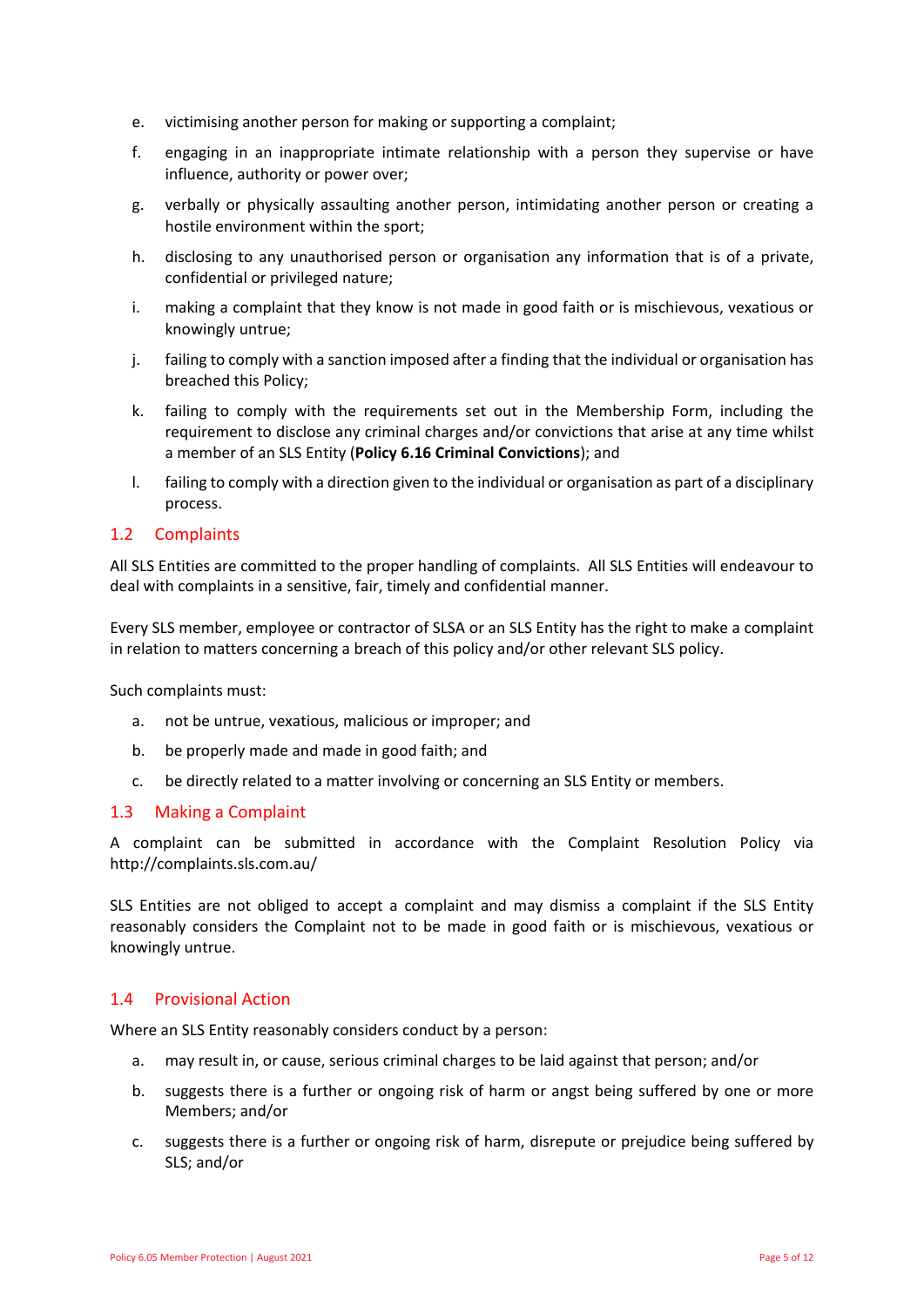e. victimising another person for making or supporting a complaint;

f. engaging in an inappropriate intimate relationship with a person they supervise or have influence, authority or power over;

g. verbally or physically assaulting another person, intimidating another person or creating a hostile environment within the sport;

h. disclosing to any unauthorised person or organisation any information that is of a private, confidential or privileged nature;

i. making a complaint that they know is not made in good faith or is mischievous, vexatious or knowingly untrue;

j. failing to comply with a sanction imposed after a finding that the individual or organisation has breached this Policy;

k. failing to comply with the requirements set out in the Membership Form, including the requirement to disclose any criminal charges and/or convictions that arise at any time whilst a member of an SLS Entity (**Policy 6.16 Criminal Convictions**); and

l. failing to comply with a direction given to the individual or organisation as part of a disciplinary process.

## 1.2 Complaints

All SLS Entities are committed to the proper handling of complaints. All SLS Entities will endeavour to deal with complaints in a sensitive, fair, timely and confidential manner.

Every SLS member, employee or contractor of SLSA or an SLS Entity has the right to make a complaint in relation to matters concerning a breach of this policy and/or other relevant SLS policy.

Such complaints must:

a. not be untrue, vexatious, malicious or improper; and

b. be properly made and made in good faith; and

c. be directly related to a matter involving or concerning an SLS Entity or members.

## 1.3 Making a Complaint

A complaint can be submitted in accordance with the Complaint Resolution Policy via http://complaints.sls.com.au/

SLS Entities are not obliged to accept a complaint and may dismiss a complaint if the SLS Entity reasonably considers the Complaint not to be made in good faith or is mischievous, vexatious or knowingly untrue.

## 1.4 Provisional Action

Where an SLS Entity reasonably considers conduct by a person:

a. may result in, or cause, serious criminal charges to be laid against that person; and/or

b. suggests there is a further or ongoing risk of harm or angst being suffered by one or more Members; and/or

c. suggests there is a further or ongoing risk of harm, disrepute or prejudice being suffered by SLS; and/or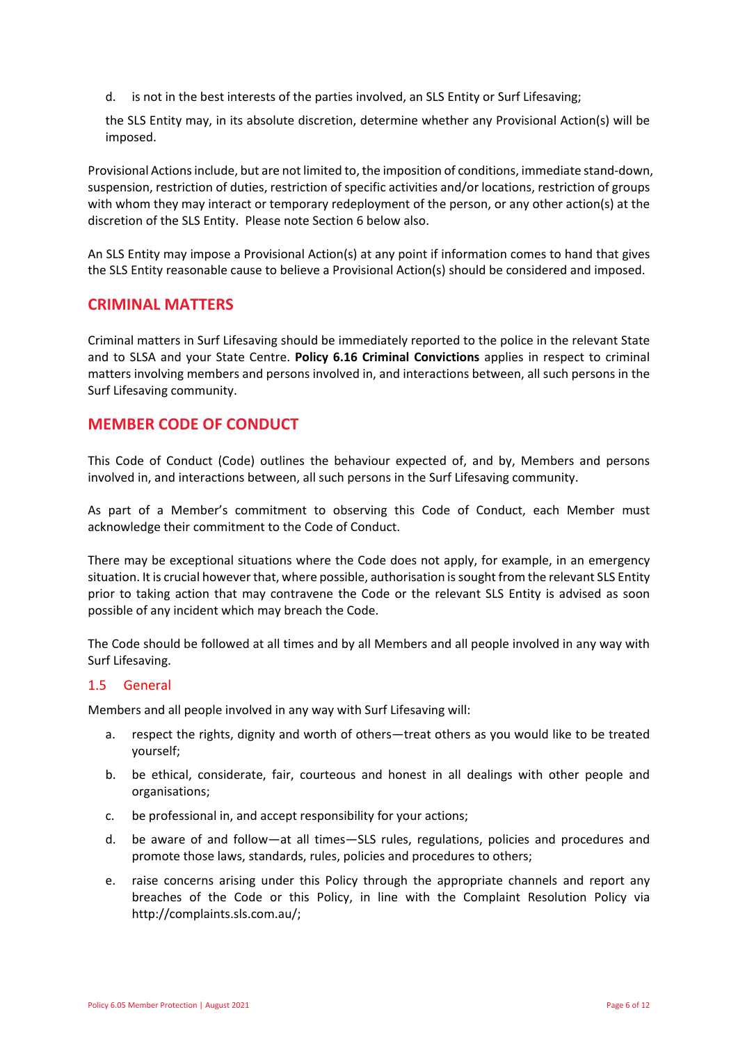d. is not in the best interests of the parties involved, an SLS Entity or Surf Lifesaving;

the SLS Entity may, in its absolute discretion, determine whether any Provisional Action(s) will be imposed.

Provisional Actions include, but are not limited to, the imposition of conditions, immediate stand-down, suspension, restriction of duties, restriction of specific activities and/or locations, restriction of groups with whom they may interact or temporary redeployment of the person, or any other action(s) at the discretion of the SLS Entity. Please note Section 6 below also.

An SLS Entity may impose a Provisional Action(s) at any point if information comes to hand that gives the SLS Entity reasonable cause to believe a Provisional Action(s) should be considered and imposed.

## CRIMINAL MATTERS

Criminal matters in Surf Lifesaving should be immediately reported to the police in the relevant State and to SLSA and your State Centre. **Policy 6.16 Criminal Convictions** applies in respect to criminal matters involving members and persons involved in, and interactions between, all such persons in the Surf Lifesaving community.

## MEMBER CODE OF CONDUCT

This Code of Conduct (Code) outlines the behaviour expected of, and by, Members and persons involved in, and interactions between, all such persons in the Surf Lifesaving community.

As part of a Member's commitment to observing this Code of Conduct, each Member must acknowledge their commitment to the Code of Conduct.

There may be exceptional situations where the Code does not apply, for example, in an emergency situation. It is crucial however that, where possible, authorisation is sought from the relevant SLS Entity prior to taking action that may contravene the Code or the relevant SLS Entity is advised as soon possible of any incident which may breach the Code.

The Code should be followed at all times and by all Members and all people involved in any way with Surf Lifesaving.

### 1.5 General

Members and all people involved in any way with Surf Lifesaving will:

a. respect the rights, dignity and worth of others—treat others as you would like to be treated yourself;

b. be ethical, considerate, fair, courteous and honest in all dealings with other people and organisations;

c. be professional in, and accept responsibility for your actions;

d. be aware of and follow—at all times—SLS rules, regulations, policies and procedures and promote those laws, standards, rules, policies and procedures to others;

e. raise concerns arising under this Policy through the appropriate channels and report any breaches of the Code or this Policy, in line with the Complaint Resolution Policy via http://complaints.sls.com.au/;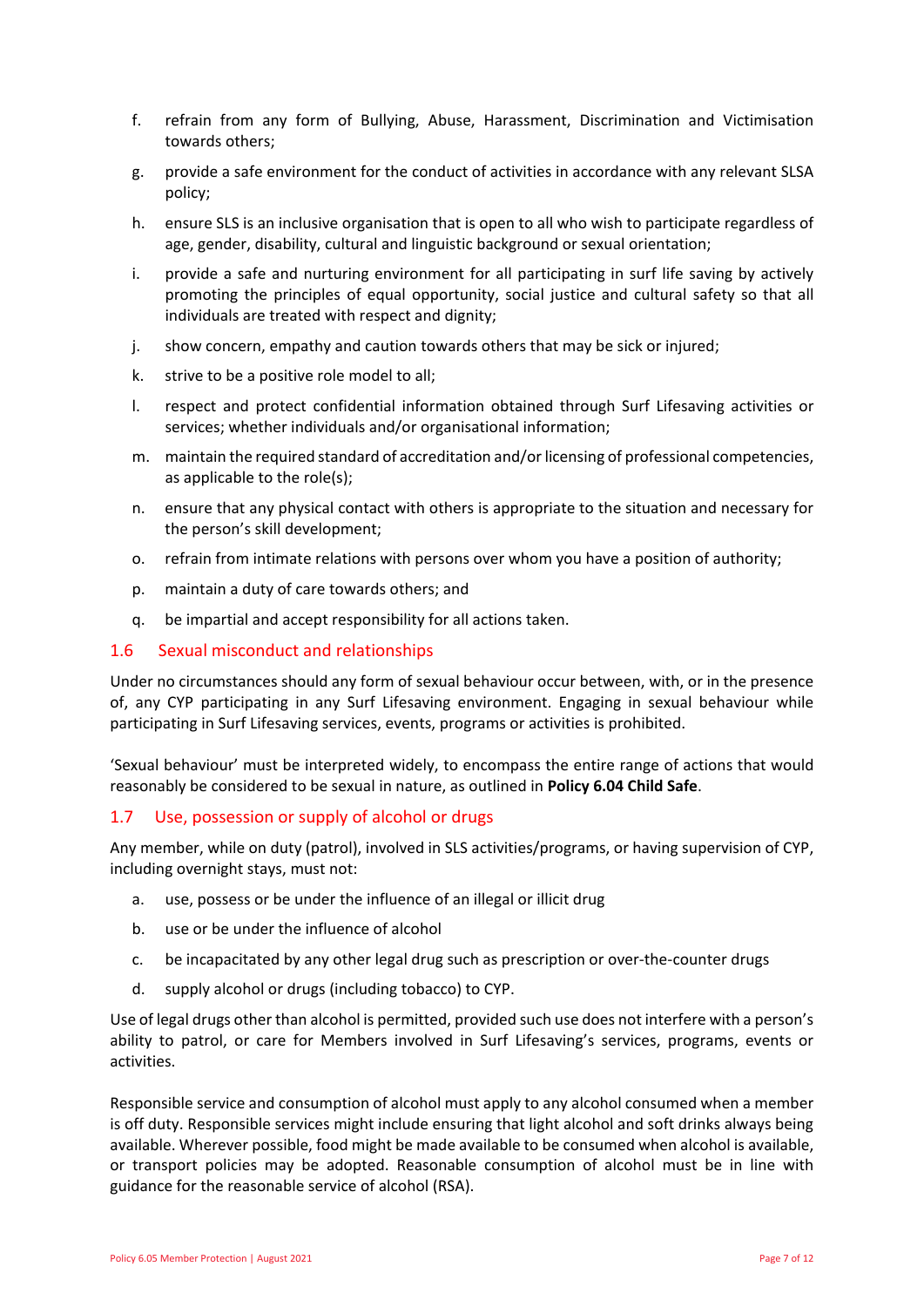f. refrain from any form of Bullying, Abuse, Harassment, Discrimination and Victimisation towards others;

g. provide a safe environment for the conduct of activities in accordance with any relevant SLSA policy;

h. ensure SLS is an inclusive organisation that is open to all who wish to participate regardless of age, gender, disability, cultural and linguistic background or sexual orientation;

i. provide a safe and nurturing environment for all participating in surf life saving by actively promoting the principles of equal opportunity, social justice and cultural safety so that all individuals are treated with respect and dignity;

j. show concern, empathy and caution towards others that may be sick or injured;

k. strive to be a positive role model to all;

l. respect and protect confidential information obtained through Surf Lifesaving activities or services; whether individuals and/or organisational information;

m. maintain the required standard of accreditation and/or licensing of professional competencies, as applicable to the role(s);

n. ensure that any physical contact with others is appropriate to the situation and necessary for the person's skill development;

o. refrain from intimate relations with persons over whom you have a position of authority;

p. maintain a duty of care towards others; and

q. be impartial and accept responsibility for all actions taken.

## 1.6 Sexual misconduct and relationships

Under no circumstances should any form of sexual behaviour occur between, with, or in the presence of, any CYP participating in any Surf Lifesaving environment. Engaging in sexual behaviour while participating in Surf Lifesaving services, events, programs or activities is prohibited.

'Sexual behaviour' must be interpreted widely, to encompass the entire range of actions that would reasonably be considered to be sexual in nature, as outlined in **Policy 6.04 Child Safe**.

## 1.7 Use, possession or supply of alcohol or drugs

Any member, while on duty (patrol), involved in SLS activities/programs, or having supervision of CYP, including overnight stays, must not:

a. use, possess or be under the influence of an illegal or illicit drug

b. use or be under the influence of alcohol

c. be incapacitated by any other legal drug such as prescription or over-the-counter drugs

d. supply alcohol or drugs (including tobacco) to CYP.

Use of legal drugs other than alcohol is permitted, provided such use does not interfere with a person's ability to patrol, or care for Members involved in Surf Lifesaving's services, programs, events or activities.

Responsible service and consumption of alcohol must apply to any alcohol consumed when a member is off duty. Responsible services might include ensuring that light alcohol and soft drinks always being available. Wherever possible, food might be made available to be consumed when alcohol is available, or transport policies may be adopted. Reasonable consumption of alcohol must be in line with guidance for the reasonable service of alcohol (RSA).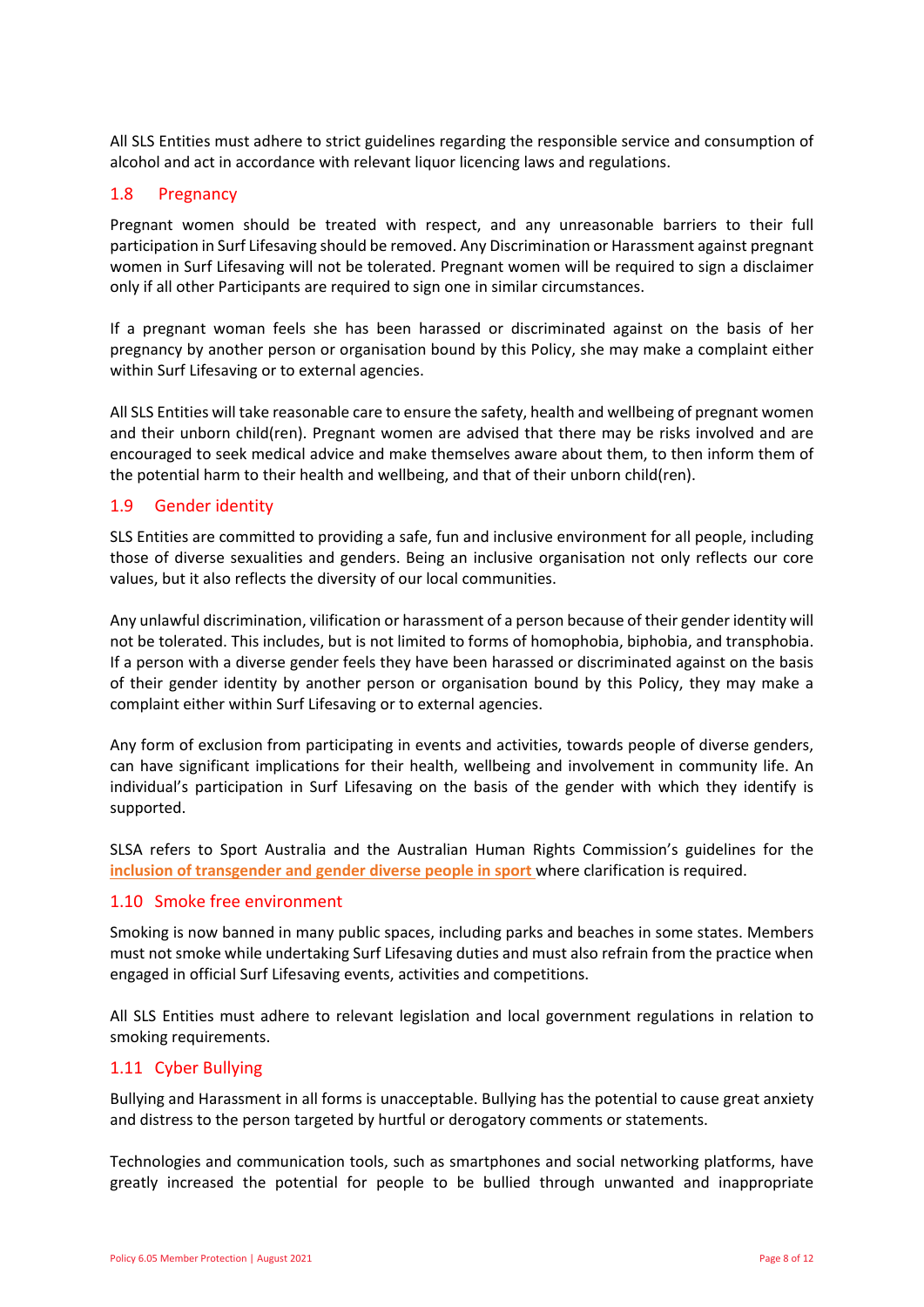All SLS Entities must adhere to strict guidelines regarding the responsible service and consumption of alcohol and act in accordance with relevant liquor licencing laws and regulations.

## 1.8 Pregnancy

Pregnant women should be treated with respect, and any unreasonable barriers to their full participation in Surf Lifesaving should be removed. Any Discrimination or Harassment against pregnant women in Surf Lifesaving will not be tolerated. Pregnant women will be required to sign a disclaimer only if all other Participants are required to sign one in similar circumstances.

If a pregnant woman feels she has been harassed or discriminated against on the basis of her pregnancy by another person or organisation bound by this Policy, she may make a complaint either within Surf Lifesaving or to external agencies.

All SLS Entities will take reasonable care to ensure the safety, health and wellbeing of pregnant women and their unborn child(ren). Pregnant women are advised that there may be risks involved and are encouraged to seek medical advice and make themselves aware about them, to then inform them of the potential harm to their health and wellbeing, and that of their unborn child(ren).

## 1.9 Gender identity

SLS Entities are committed to providing a safe, fun and inclusive environment for all people, including those of diverse sexualities and genders. Being an inclusive organisation not only reflects our core values, but it also reflects the diversity of our local communities.

Any unlawful discrimination, vilification or harassment of a person because of their gender identity will not be tolerated. This includes, but is not limited to forms of homophobia, biphobia, and transphobia. If a person with a diverse gender feels they have been harassed or discriminated against on the basis of their gender identity by another person or organisation bound by this Policy, they may make a complaint either within Surf Lifesaving or to external agencies.

Any form of exclusion from participating in events and activities, towards people of diverse genders, can have significant implications for their health, wellbeing and involvement in community life. An individual's participation in Surf Lifesaving on the basis of the gender with which they identify is supported.

SLSA refers to Sport Australia and the Australian Human Rights Commission's guidelines for the **inclusion of transgender and gender diverse people in sport** where clarification is required.

## 1.10 Smoke free environment

Smoking is now banned in many public spaces, including parks and beaches in some states. Members must not smoke while undertaking Surf Lifesaving duties and must also refrain from the practice when engaged in official Surf Lifesaving events, activities and competitions.

All SLS Entities must adhere to relevant legislation and local government regulations in relation to smoking requirements.

## 1.11 Cyber Bullying

Bullying and Harassment in all forms is unacceptable. Bullying has the potential to cause great anxiety and distress to the person targeted by hurtful or derogatory comments or statements.

Technologies and communication tools, such as smartphones and social networking platforms, have greatly increased the potential for people to be bullied through unwanted and inappropriate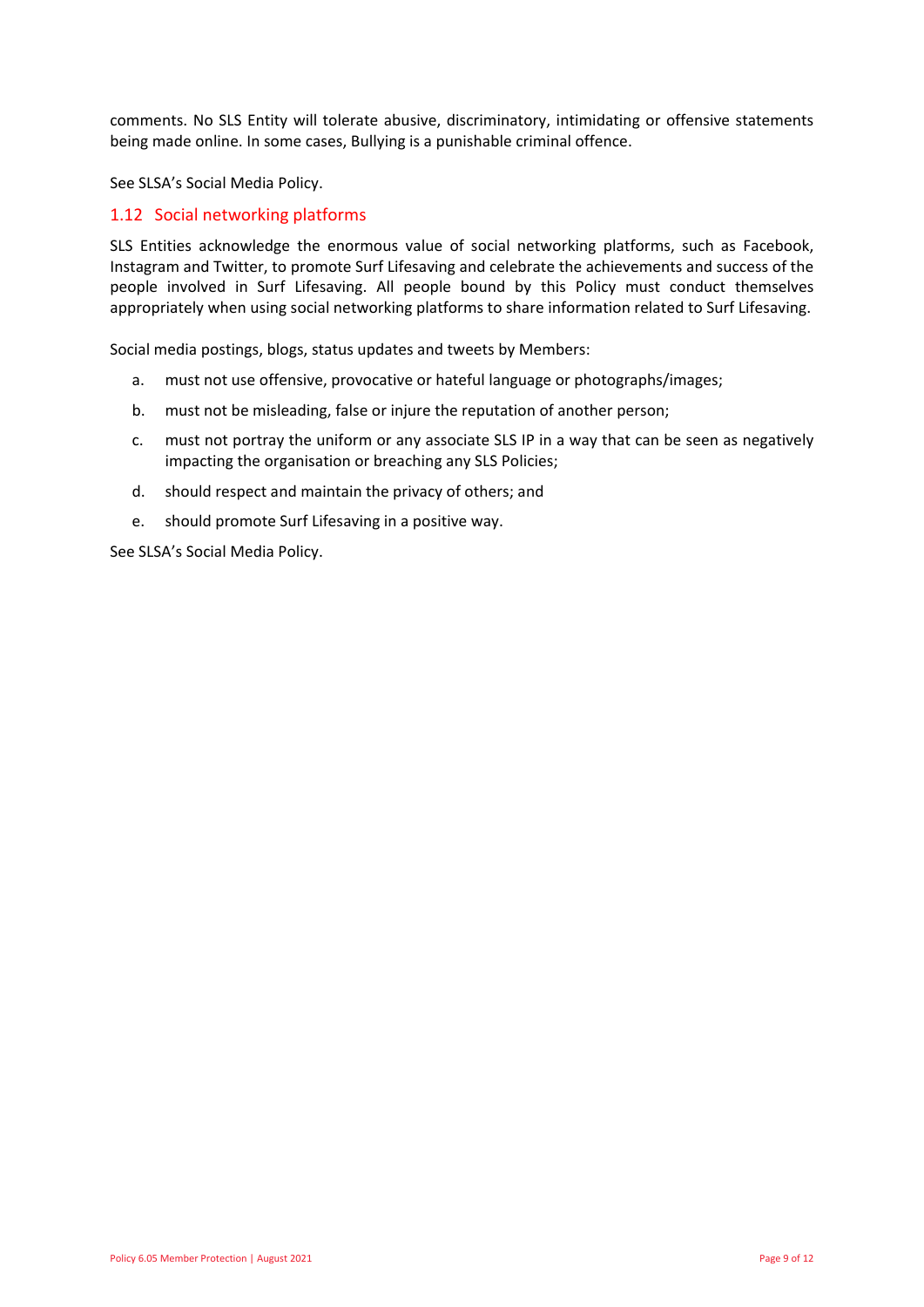comments. No SLS Entity will tolerate abusive, discriminatory, intimidating or offensive statements being made online. In some cases, Bullying is a punishable criminal offence.

See SLSA's Social Media Policy.

### 1.12 Social networking platforms

SLS Entities acknowledge the enormous value of social networking platforms, such as Facebook, Instagram and Twitter, to promote Surf Lifesaving and celebrate the achievements and success of the people involved in Surf Lifesaving. All people bound by this Policy must conduct themselves appropriately when using social networking platforms to share information related to Surf Lifesaving.

Social media postings, blogs, status updates and tweets by Members:

a. must not use offensive, provocative or hateful language or photographs/images;
b. must not be misleading, false or injure the reputation of another person;
c. must not portray the uniform or any associate SLS IP in a way that can be seen as negatively impacting the organisation or breaching any SLS Policies;
d. should respect and maintain the privacy of others; and
e. should promote Surf Lifesaving in a positive way.

See SLSA's Social Media Policy.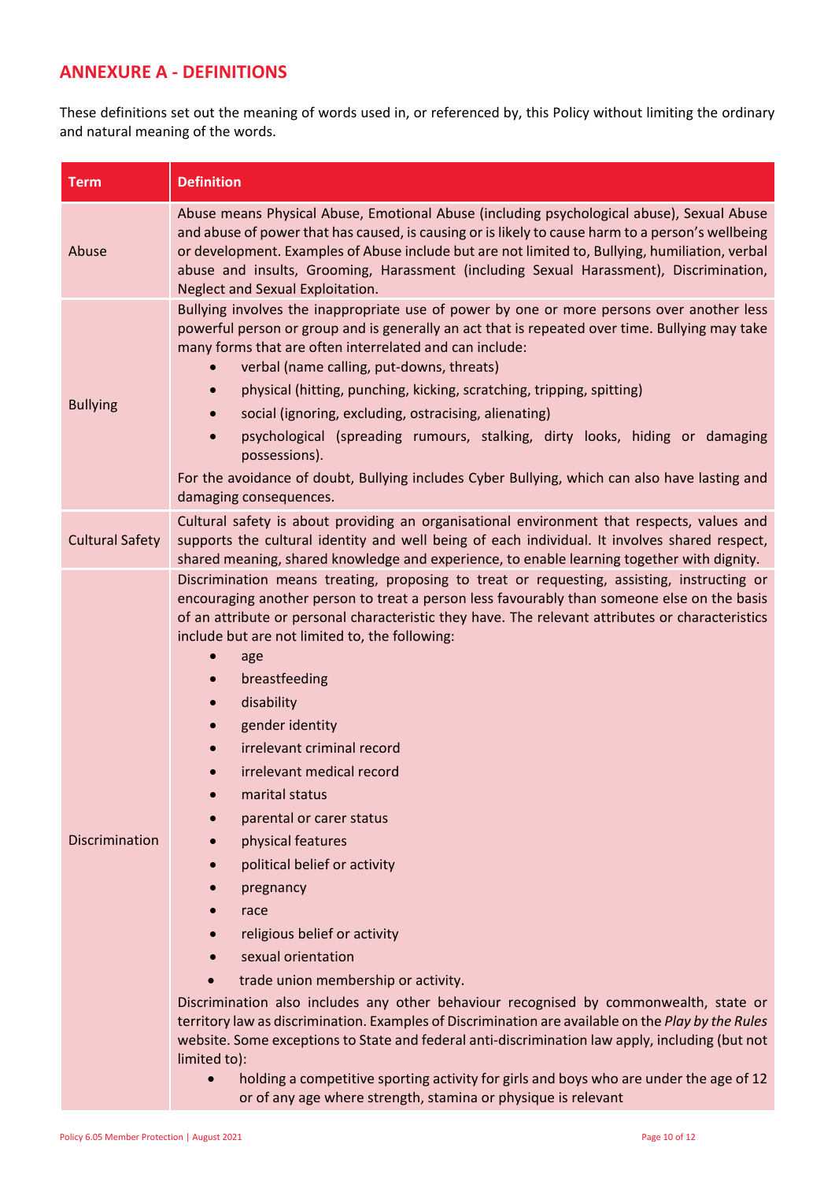## ANNEXURE A - DEFINITIONS

These definitions set out the meaning of words used in, or referenced by, this Policy without limiting the ordinary and natural meaning of the words.

| Term | Definition |
|---|---|
| Abuse | Abuse means Physical Abuse, Emotional Abuse (including psychological abuse), Sexual Abuse and abuse of power that has caused, is causing or is likely to cause harm to a person's wellbeing or development. Examples of Abuse include but are not limited to, Bullying, humiliation, verbal abuse and insults, Grooming, Harassment (including Sexual Harassment), Discrimination, Neglect and Sexual Exploitation. |
| Bullying | Bullying involves the inappropriate use of power by one or more persons over another less powerful person or group and is generally an act that is repeated over time. Bullying may take many forms that are often interrelated and can include:<br>• verbal (name calling, put-downs, threats)<br>• physical (hitting, punching, kicking, scratching, tripping, spitting)<br>• social (ignoring, excluding, ostracising, alienating)<br>• psychological (spreading rumours, stalking, dirty looks, hiding or damaging possessions).<br>For the avoidance of doubt, Bullying includes Cyber Bullying, which can also have lasting and damaging consequences. |
| Cultural Safety | Cultural safety is about providing an organisational environment that respects, values and supports the cultural identity and well being of each individual. It involves shared respect, shared meaning, shared knowledge and experience, to enable learning together with dignity. |
| Discrimination | Discrimination means treating, proposing to treat or requesting, assisting, instructing or encouraging another person to treat a person less favourably than someone else on the basis of an attribute or personal characteristic they have. The relevant attributes or characteristics include but are not limited to, the following:<br>• age<br>• breastfeeding<br>• disability<br>• gender identity<br>• irrelevant criminal record<br>• irrelevant medical record<br>• marital status<br>• parental or carer status<br>• physical features<br>• political belief or activity<br>• pregnancy<br>• race<br>• religious belief or activity<br>• sexual orientation<br>• trade union membership or activity.<br>Discrimination also includes any other behaviour recognised by commonwealth, state or territory law as discrimination. Examples of Discrimination are available on the *Play by the Rules* website. Some exceptions to State and federal anti-discrimination law apply, including (but not limited to):<br>• holding a competitive sporting activity for girls and boys who are under the age of 12 or of any age where strength, stamina or physique is relevant |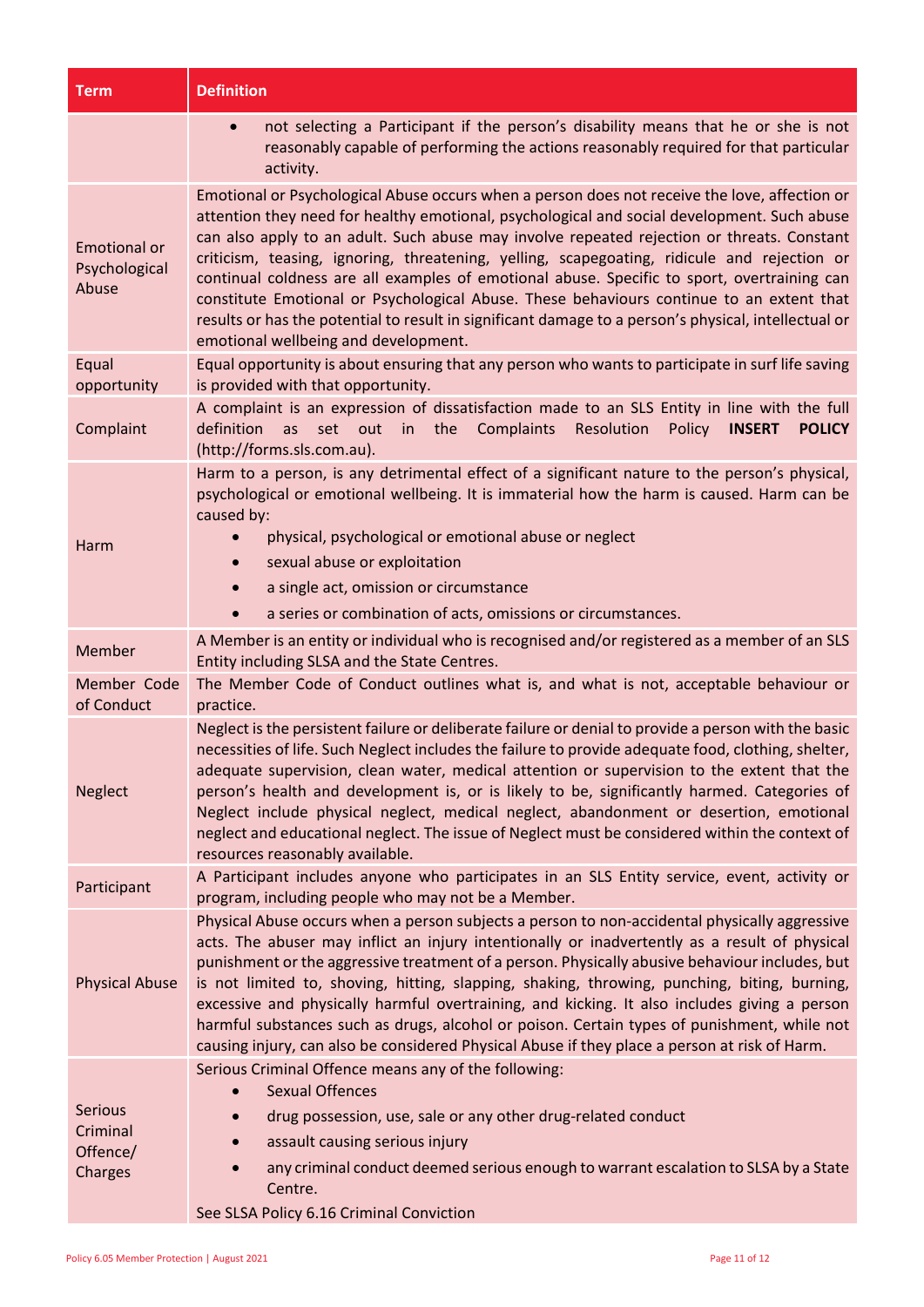| Term | Definition |
| --- | --- |
| | • not selecting a Participant if the person's disability means that he or she is not reasonably capable of performing the actions reasonably required for that particular activity. |
| Emotional or Psychological Abuse | Emotional or Psychological Abuse occurs when a person does not receive the love, affection or attention they need for healthy emotional, psychological and social development. Such abuse can also apply to an adult. Such abuse may involve repeated rejection or threats. Constant criticism, teasing, ignoring, threatening, yelling, scapegoating, ridicule and rejection or continual coldness are all examples of emotional abuse. Specific to sport, overtraining can constitute Emotional or Psychological Abuse. These behaviours continue to an extent that results or has the potential to result in significant damage to a person's physical, intellectual or emotional wellbeing and development. |
| Equal opportunity | Equal opportunity is about ensuring that any person who wants to participate in surf life saving is provided with that opportunity. |
| Complaint | A complaint is an expression of dissatisfaction made to an SLS Entity in line with the full definition as set out in the Complaints Resolution Policy **INSERT POLICY** (http://forms.sls.com.au). |
| Harm | Harm to a person, is any detrimental effect of a significant nature to the person's physical, psychological or emotional wellbeing. It is immaterial how the harm is caused. Harm can be caused by: <br>• physical, psychological or emotional abuse or neglect <br>• sexual abuse or exploitation <br>• a single act, omission or circumstance <br>• a series or combination of acts, omissions or circumstances. |
| Member | A Member is an entity or individual who is recognised and/or registered as a member of an SLS Entity including SLSA and the State Centres. |
| Member Code of Conduct | The Member Code of Conduct outlines what is, and what is not, acceptable behaviour or practice. |
| Neglect | Neglect is the persistent failure or deliberate failure or denial to provide a person with the basic necessities of life. Such Neglect includes the failure to provide adequate food, clothing, shelter, adequate supervision, clean water, medical attention or supervision to the extent that the person's health and development is, or is likely to be, significantly harmed. Categories of Neglect include physical neglect, medical neglect, abandonment or desertion, emotional neglect and educational neglect. The issue of Neglect must be considered within the context of resources reasonably available. |
| Participant | A Participant includes anyone who participates in an SLS Entity service, event, activity or program, including people who may not be a Member. |
| Physical Abuse | Physical Abuse occurs when a person subjects a person to non-accidental physically aggressive acts. The abuser may inflict an injury intentionally or inadvertently as a result of physical punishment or the aggressive treatment of a person. Physically abusive behaviour includes, but is not limited to, shoving, hitting, slapping, shaking, throwing, punching, biting, burning, excessive and physically harmful overtraining, and kicking. It also includes giving a person harmful substances such as drugs, alcohol or poison. Certain types of punishment, while not causing injury, can also be considered Physical Abuse if they place a person at risk of Harm. |
| Serious Criminal Offence/ Charges | Serious Criminal Offence means any of the following: <br>• Sexual Offences <br>• drug possession, use, sale or any other drug-related conduct <br>• assault causing serious injury <br>• any criminal conduct deemed serious enough to warrant escalation to SLSA by a State Centre. <br>See SLSA Policy 6.16 Criminal Conviction |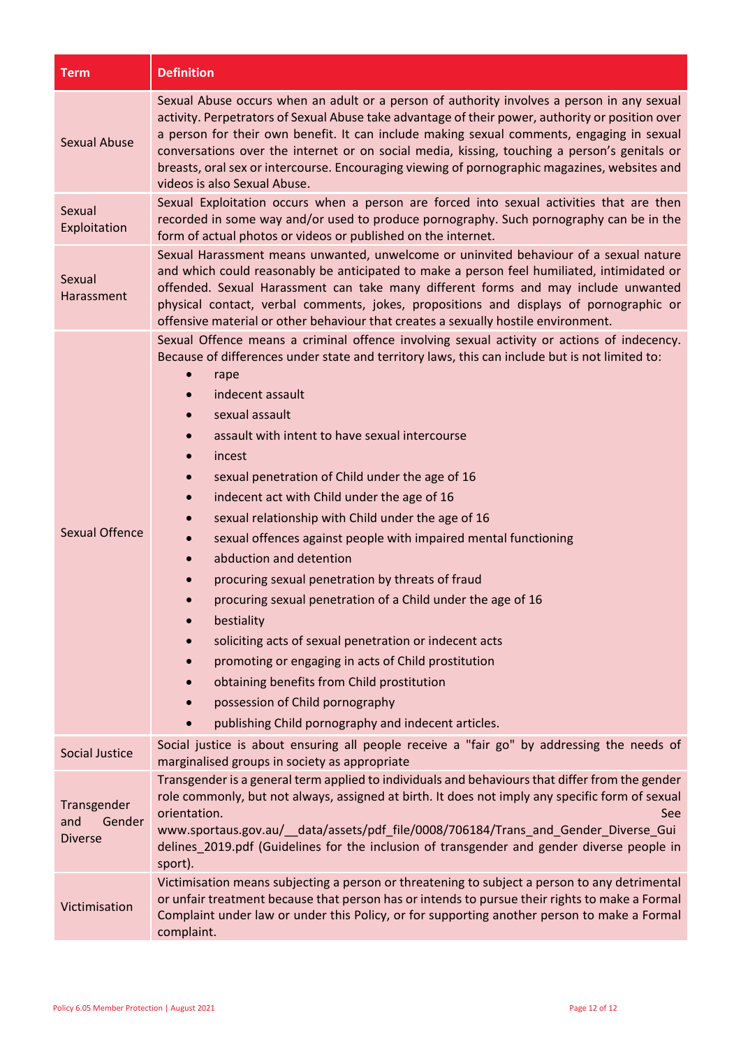| Term | Definition |
|---|---|
| Sexual Abuse | Sexual Abuse occurs when an adult or a person of authority involves a person in any sexual activity. Perpetrators of Sexual Abuse take advantage of their power, authority or position over a person for their own benefit. It can include making sexual comments, engaging in sexual conversations over the internet or on social media, kissing, touching a person's genitals or breasts, oral sex or intercourse. Encouraging viewing of pornographic magazines, websites and videos is also Sexual Abuse. |
| Sexual Exploitation | Sexual Exploitation occurs when a person are forced into sexual activities that are then recorded in some way and/or used to produce pornography. Such pornography can be in the form of actual photos or videos or published on the internet. |
| Sexual Harassment | Sexual Harassment means unwanted, unwelcome or uninvited behaviour of a sexual nature and which could reasonably be anticipated to make a person feel humiliated, intimidated or offended. Sexual Harassment can take many different forms and may include unwanted physical contact, verbal comments, jokes, propositions and displays of pornographic or offensive material or other behaviour that creates a sexually hostile environment. |
| Sexual Offence | Sexual Offence means a criminal offence involving sexual activity or actions of indecency. Because of differences under state and territory laws, this can include but is not limited to:<br>• rape<br>• indecent assault<br>• sexual assault<br>• assault with intent to have sexual intercourse<br>• incest<br>• sexual penetration of Child under the age of 16<br>• indecent act with Child under the age of 16<br>• sexual relationship with Child under the age of 16<br>• sexual offences against people with impaired mental functioning<br>• abduction and detention<br>• procuring sexual penetration by threats of fraud<br>• procuring sexual penetration of a Child under the age of 16<br>• bestiality<br>• soliciting acts of sexual penetration or indecent acts<br>• promoting or engaging in acts of Child prostitution<br>• obtaining benefits from Child prostitution<br>• possession of Child pornography<br>• publishing Child pornography and indecent articles. |
| Social Justice | Social justice is about ensuring all people receive a "fair go" by addressing the needs of marginalised groups in society as appropriate |
| Transgender and Gender Diverse | Transgender is a general term applied to individuals and behaviours that differ from the gender role commonly, but not always, assigned at birth. It does not imply any specific form of sexual orientation. See www.sportaus.gov.au/__data/assets/pdf_file/0008/706184/Trans_and_Gender_Diverse_Guidelines_2019.pdf (Guidelines for the inclusion of transgender and gender diverse people in sport). |
| Victimisation | Victimisation means subjecting a person or threatening to subject a person to any detrimental or unfair treatment because that person has or intends to pursue their rights to make a Formal Complaint under law or under this Policy, or for supporting another person to make a Formal complaint. |